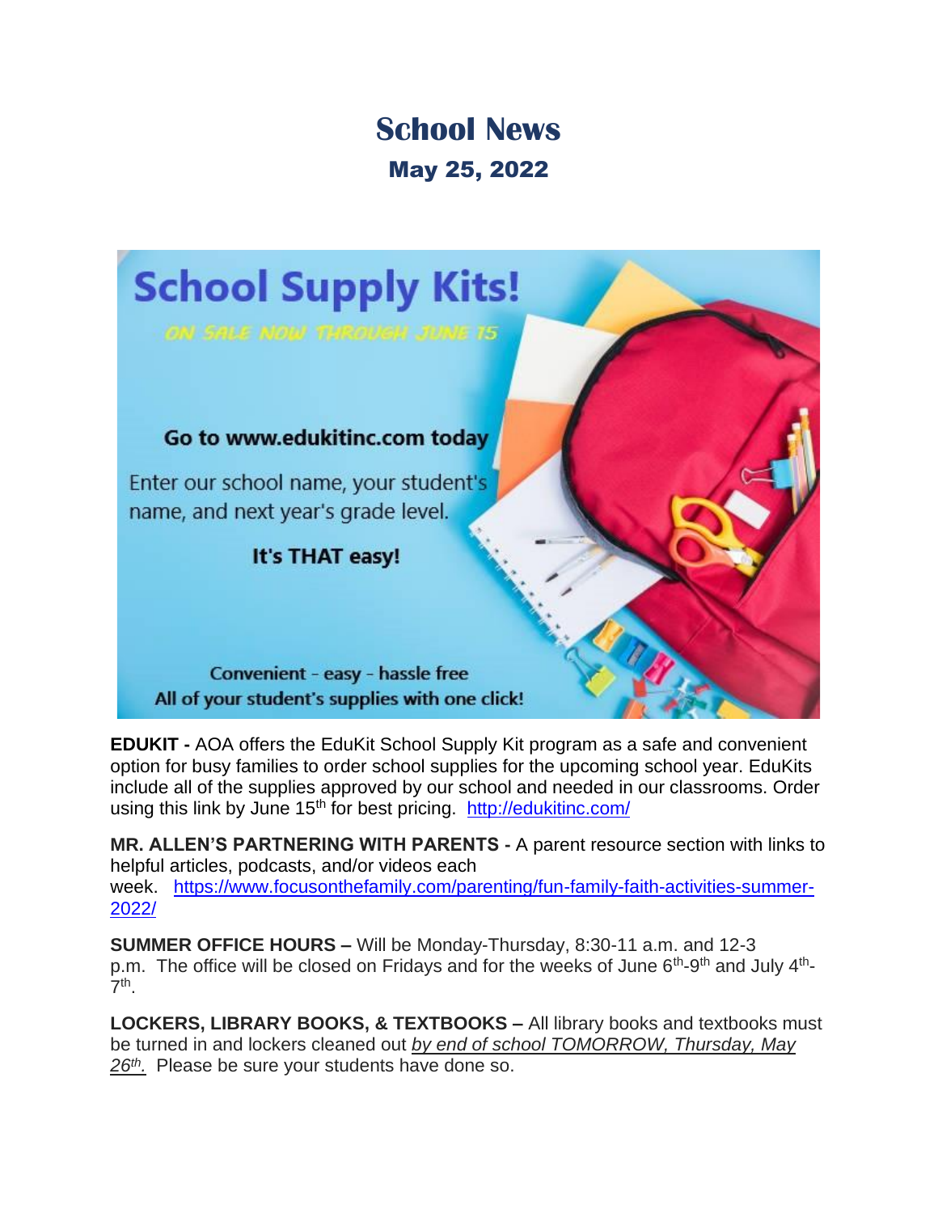# School News

## May 25, 2022

School Supply Kits!

ON SALE NOW THROUGH JUNE 15

Go to www.edukitinc.com today

Enter our school name, your student's name, and next year's grade level.

It's THAT easy!

Convenient - easy - hassle free
All of your student's supplies with one click!

**EDUKIT -** AOA offers the EduKit School Supply Kit program as a safe and convenient option for busy families to order school supplies for the upcoming school year. EduKits include all of the supplies approved by our school and needed in our classrooms. Order using this link by June 15th for best pricing. [http://edukitinc.com/](http://edukitinc.com/)

**MR. ALLEN'S PARTNERING WITH PARENTS -** A parent resource section with links to helpful articles, podcasts, and/or videos each week. [https://www.focusonthefamily.com/parenting/fun-family-faith-activities-summer-2022/](https://www.focusonthefamily.com/parenting/fun-family-faith-activities-summer-2022/)

**SUMMER OFFICE HOURS –** Will be Monday-Thursday, 8:30-11 a.m. and 12-3 p.m. The office will be closed on Fridays and for the weeks of June 6th-9th and July 4th-7th.

**LOCKERS, LIBRARY BOOKS, & TEXTBOOKS –** All library books and textbooks must be turned in and lockers cleaned out *by end of school TOMORROW, Thursday, May 26th.* Please be sure your students have done so.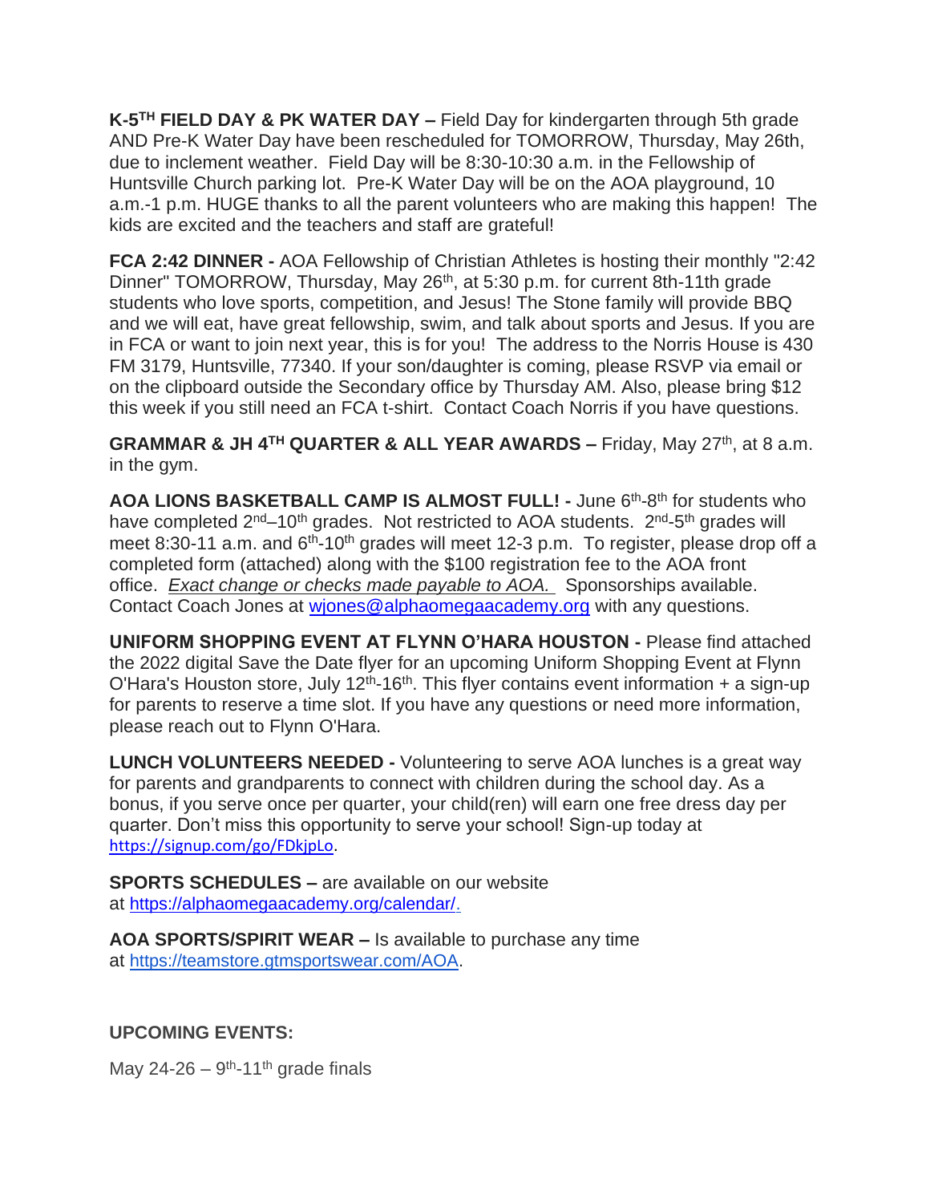**K-5TH FIELD DAY & PK WATER DAY –** Field Day for kindergarten through 5th grade AND Pre-K Water Day have been rescheduled for TOMORROW, Thursday, May 26th, due to inclement weather. Field Day will be 8:30-10:30 a.m. in the Fellowship of Huntsville Church parking lot. Pre-K Water Day will be on the AOA playground, 10 a.m.-1 p.m. HUGE thanks to all the parent volunteers who are making this happen! The kids are excited and the teachers and staff are grateful!

**FCA 2:42 DINNER -** AOA Fellowship of Christian Athletes is hosting their monthly "2:42 Dinner" TOMORROW, Thursday, May 26th, at 5:30 p.m. for current 8th-11th grade students who love sports, competition, and Jesus! The Stone family will provide BBQ and we will eat, have great fellowship, swim, and talk about sports and Jesus. If you are in FCA or want to join next year, this is for you! The address to the Norris House is 430 FM 3179, Huntsville, 77340. If your son/daughter is coming, please RSVP via email or on the clipboard outside the Secondary office by Thursday AM. Also, please bring $12 this week if you still need an FCA t-shirt. Contact Coach Norris if you have questions.

**GRAMMAR & JH 4TH QUARTER & ALL YEAR AWARDS –** Friday, May 27th, at 8 a.m. in the gym.

**AOA LIONS BASKETBALL CAMP IS ALMOST FULL! -** June 6th-8th for students who have completed 2nd–10th grades. Not restricted to AOA students. 2nd-5th grades will meet 8:30-11 a.m. and 6th-10th grades will meet 12-3 p.m. To register, please drop off a completed form (attached) along with the $100 registration fee to the AOA front office. *Exact change or checks made payable to AOA.* Sponsorships available. Contact Coach Jones at wjones@alphaomegaacademy.org with any questions.

**UNIFORM SHOPPING EVENT AT FLYNN O'HARA HOUSTON -** Please find attached the 2022 digital Save the Date flyer for an upcoming Uniform Shopping Event at Flynn O'Hara's Houston store, July 12th-16th. This flyer contains event information + a sign-up for parents to reserve a time slot. If you have any questions or need more information, please reach out to Flynn O'Hara.

**LUNCH VOLUNTEERS NEEDED -** Volunteering to serve AOA lunches is a great way for parents and grandparents to connect with children during the school day. As a bonus, if you serve once per quarter, your child(ren) will earn one free dress day per quarter. Don't miss this opportunity to serve your school! Sign-up today at https://signup.com/go/FDkjpLo.

**SPORTS SCHEDULES –** are available on our website at https://alphaomegaacademy.org/calendar/.

**AOA SPORTS/SPIRIT WEAR –** Is available to purchase any time at https://teamstore.gtmsportswear.com/AOA.

**UPCOMING EVENTS:**

May 24-26 – 9th-11th grade finals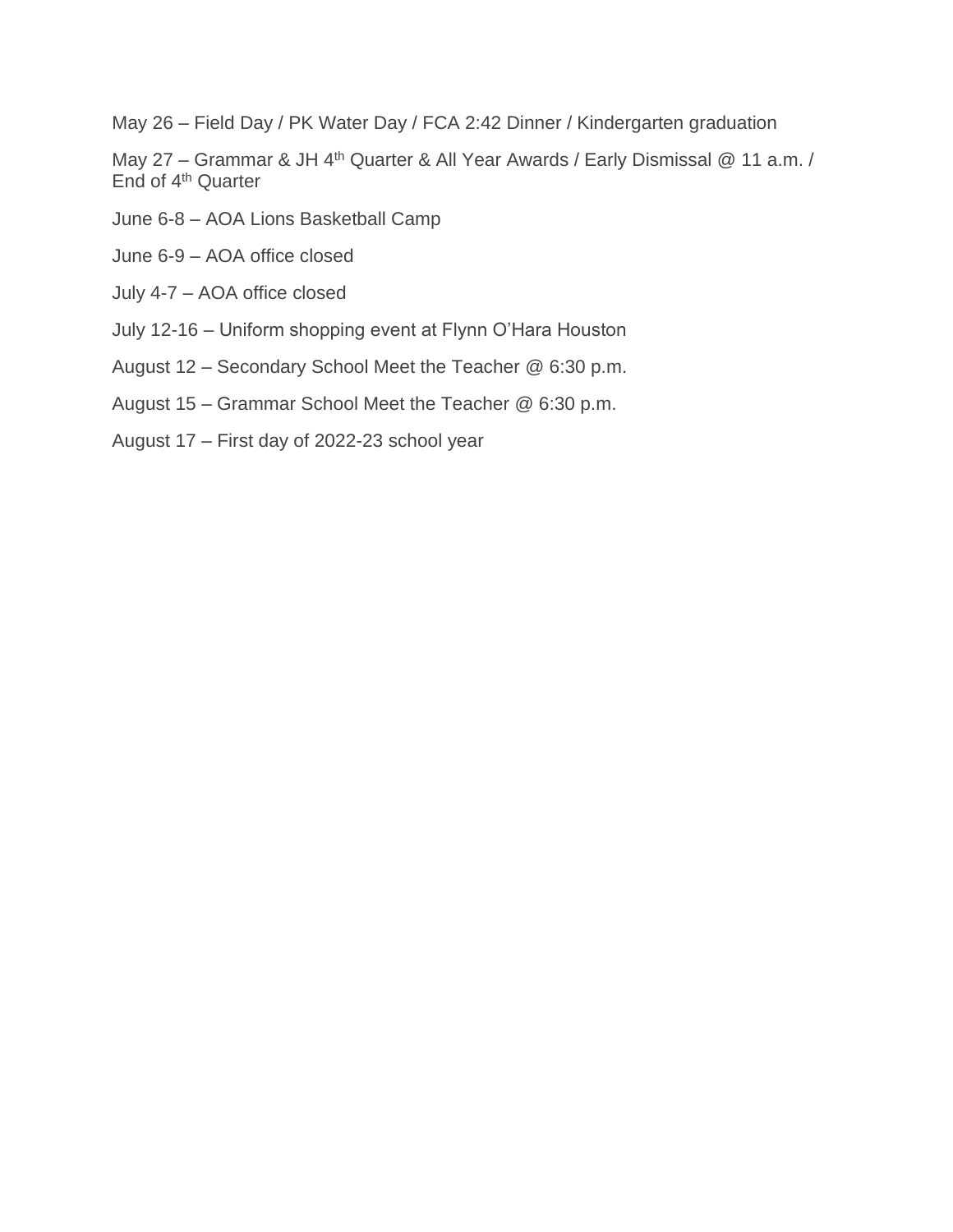May 26 – Field Day / PK Water Day / FCA 2:42 Dinner / Kindergarten graduation

May 27 – Grammar & JH 4th Quarter & All Year Awards / Early Dismissal @ 11 a.m. / End of 4th Quarter

June 6-8 – AOA Lions Basketball Camp

June 6-9 – AOA office closed

July 4-7 – AOA office closed

July 12-16 – Uniform shopping event at Flynn O'Hara Houston

August 12 – Secondary School Meet the Teacher @ 6:30 p.m.

August 15 – Grammar School Meet the Teacher @ 6:30 p.m.

August 17 – First day of 2022-23 school year